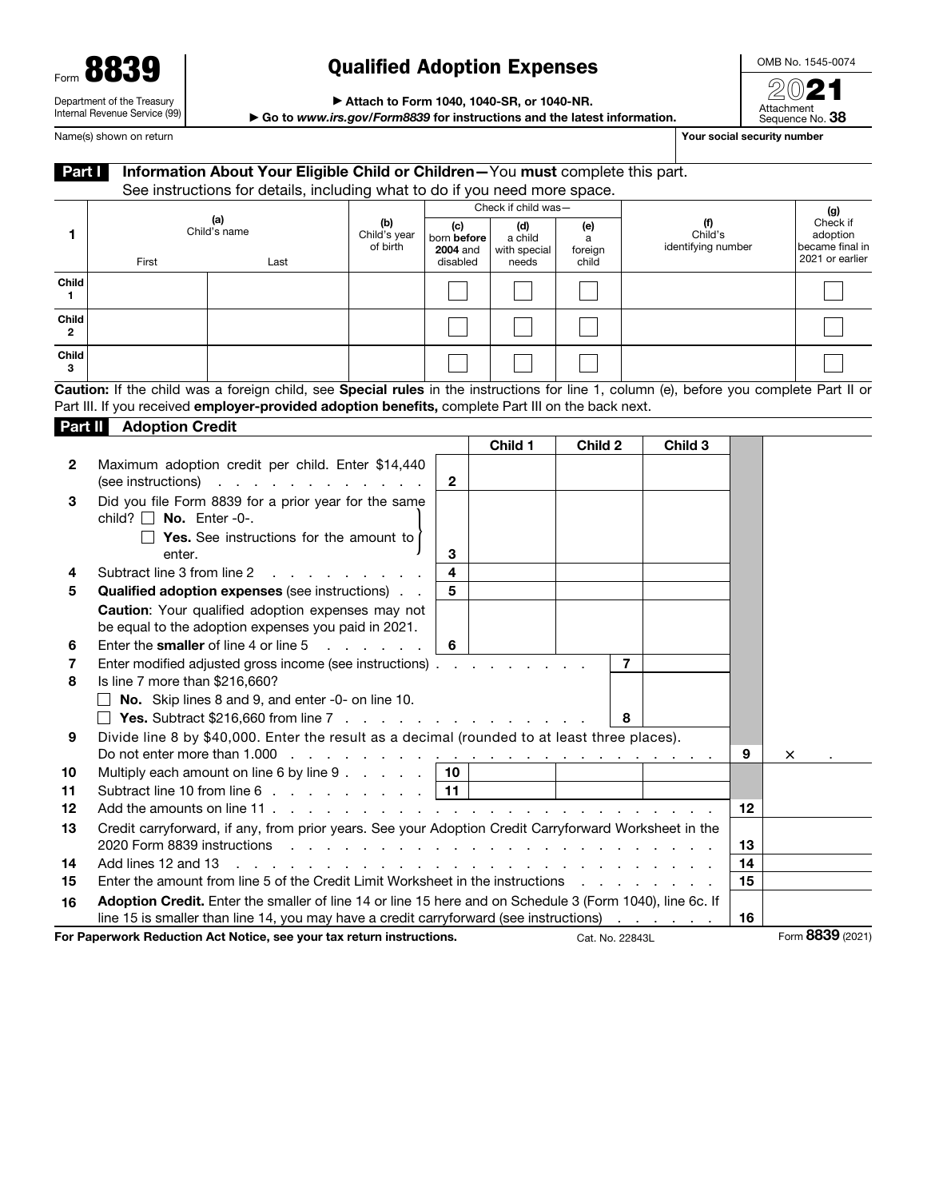Form **8839**

Department of the Treasury
Internal Revenue Service (99)

# Qualified Adoption Expenses

▶ Attach to Form 1040, 1040-SR, or 1040-NR.

▶ Go to *www.irs.gov/Form8839* for instructions and the latest information.

OMB No. 1545-0074

**2021**

Attachment Sequence No. **38**

Name(s) shown on return | **Your social security number**

## Part I Information About Your Eligible Child or Children—You **must** complete this part.

See instructions for details, including what to do if you need more space.

| 1 | (a) Child's name First | (a) Child's name Last | (b) Child's year of birth | Check if child was— (c) born **before 2004** and disabled | (d) a child with special needs | (e) a foreign child | (f) Child's identifying number | (g) Check if adoption became final in 2021 or earlier |
|---|---|---|---|---|---|---|---|---|
| Child 1 | | | | ☐ | ☐ | ☐ | | ☐ |
| Child 2 | | | | ☐ | ☐ | ☐ | | ☐ |
| Child 3 | | | | ☐ | ☐ | ☐ | | ☐ |

**Caution:** If the child was a foreign child, see **Special rules** in the instructions for line 1, column (e), before you complete Part II or Part III. If you received **employer-provided adoption benefits,** complete Part III on the back next.

## Part II Adoption Credit

| | | | Child 1 | Child 2 | Child 3 | | |
|---|---|---|---|---|---|---|---|
| **2** | Maximum adoption credit per child. Enter $14,440 (see instructions) | 2 | | | | | |
| **3** | Did you file Form 8839 for a prior year for the same child? ☐ **No.** Enter -0-. ☐ **Yes.** See instructions for the amount to enter. | 3 | | | | | |
| **4** | Subtract line 3 from line 2 | 4 | | | | | |
| **5** | **Qualified adoption expenses** (see instructions) | 5 | | | | | |
| | **Caution**: Your qualified adoption expenses may not be equal to the adoption expenses you paid in 2021. | | | | | | |
| **6** | Enter the **smaller** of line 4 or line 5 | 6 | | | | | |
| **7** | Enter modified adjusted gross income (see instructions) | | | 7 | | | |
| **8** | Is line 7 more than $216,660? ☐ **No.** Skip lines 8 and 9, and enter -0- on line 10. ☐ **Yes.** Subtract $216,660 from line 7 | | | 8 | | | |
| **9** | Divide line 8 by $40,000. Enter the result as a decimal (rounded to at least three places). Do not enter more than 1.000 | | | | | 9 | × . |
| **10** | Multiply each amount on line 6 by line 9 | 10 | | | | | |
| **11** | Subtract line 10 from line 6 | 11 | | | | | |
| **12** | Add the amounts on line 11 | | | | | 12 | |
| **13** | Credit carryforward, if any, from prior years. See your Adoption Credit Carryforward Worksheet in the 2020 Form 8839 instructions | | | | | 13 | |
| **14** | Add lines 12 and 13 | | | | | 14 | |
| **15** | Enter the amount from line 5 of the Credit Limit Worksheet in the instructions | | | | | 15 | |
| **16** | **Adoption Credit.** Enter the smaller of line 14 or line 15 here and on Schedule 3 (Form 1040), line 6c. If line 15 is smaller than line 14, you may have a credit carryforward (see instructions) | | | | | 16 | |

**For Paperwork Reduction Act Notice, see your tax return instructions.** Cat. No. 22843L Form **8839** (2021)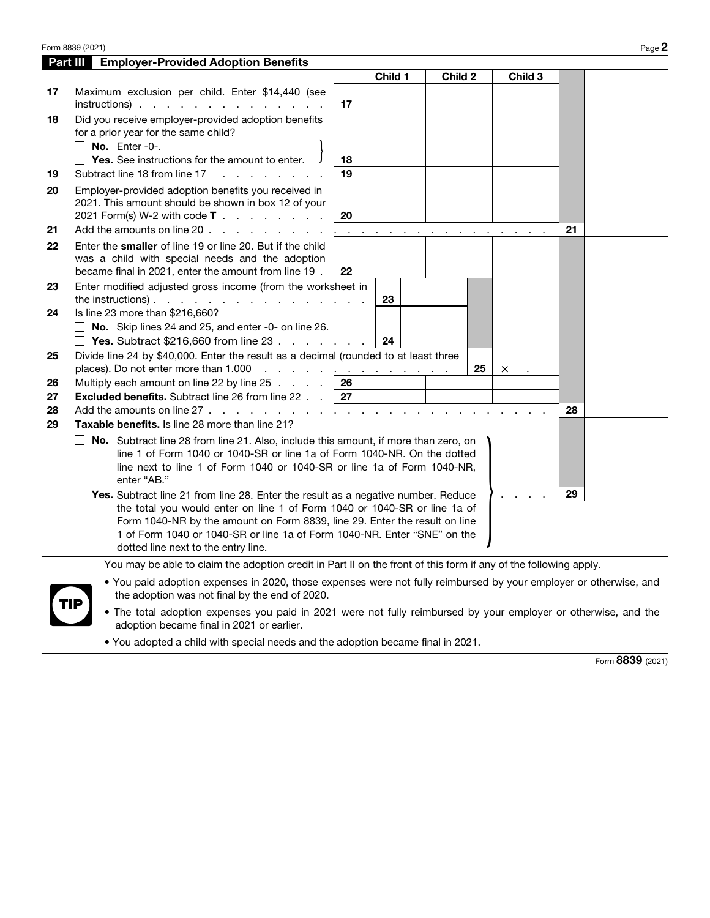## Part III Employer-Provided Adoption Benefits

| | | | Child 1 | Child 2 | Child 3 | | |
|---|---|---|---|---|---|---|---|
| 17 | Maximum exclusion per child. Enter $14,440 (see instructions) | 17 | | | | | |
| 18 | Did you receive employer-provided adoption benefits for a prior year for the same child? ☐ **No.** Enter -0-. ☐ **Yes.** See instructions for the amount to enter. | 18 | | | | | |
| 19 | Subtract line 18 from line 17 | 19 | | | | | |
| 20 | Employer-provided adoption benefits you received in 2021. This amount should be shown in box 12 of your 2021 Form(s) W-2 with code **T** | 20 | | | | | |
| 21 | Add the amounts on line 20 | | | | | 21 | |
| 22 | Enter the **smaller** of line 19 or line 20. But if the child was a child with special needs and the adoption became final in 2021, enter the amount from line 19 | 22 | | | | | |
| 23 | Enter modified adjusted gross income (from the worksheet in the instructions) | | 23 | | | | |
| 24 | Is line 23 more than $216,660? ☐ **No.** Skip lines 24 and 25, and enter -0- on line 26. ☐ **Yes.** Subtract $216,660 from line 23 | | 24 | | | | |
| 25 | Divide line 24 by $40,000. Enter the result as a decimal (rounded to at least three places). Do not enter more than 1.000 | | | 25 | × . | | |
| 26 | Multiply each amount on line 22 by line 25 | 26 | | | | | |
| 27 | **Excluded benefits.** Subtract line 26 from line 22 | 27 | | | | | |
| 28 | Add the amounts on line 27 | | | | | 28 | |
| 29 | **Taxable benefits.** Is line 28 more than line 21? | | | | | 29 | |

☐ **No.** Subtract line 28 from line 21. Also, include this amount, if more than zero, on line 1 of Form 1040 or 1040-SR or line 1a of Form 1040-NR. On the dotted line next to line 1 of Form 1040 or 1040-SR or line 1a of Form 1040-NR, enter "AB."

☐ **Yes.** Subtract line 21 from line 28. Enter the result as a negative number. Reduce the total you would enter on line 1 of Form 1040 or 1040-SR or line 1a of Form 1040-NR by the amount on Form 8839, line 29. Enter the result on line 1 of Form 1040 or 1040-SR or line 1a of Form 1040-NR. Enter "SNE" on the dotted line next to the entry line.

**TIP**

You may be able to claim the adoption credit in Part II on the front of this form if any of the following apply.

- You paid adoption expenses in 2020, those expenses were not fully reimbursed by your employer or otherwise, and the adoption was not final by the end of 2020.
- The total adoption expenses you paid in 2021 were not fully reimbursed by your employer or otherwise, and the adoption became final in 2021 or earlier.
- You adopted a child with special needs and the adoption became final in 2021.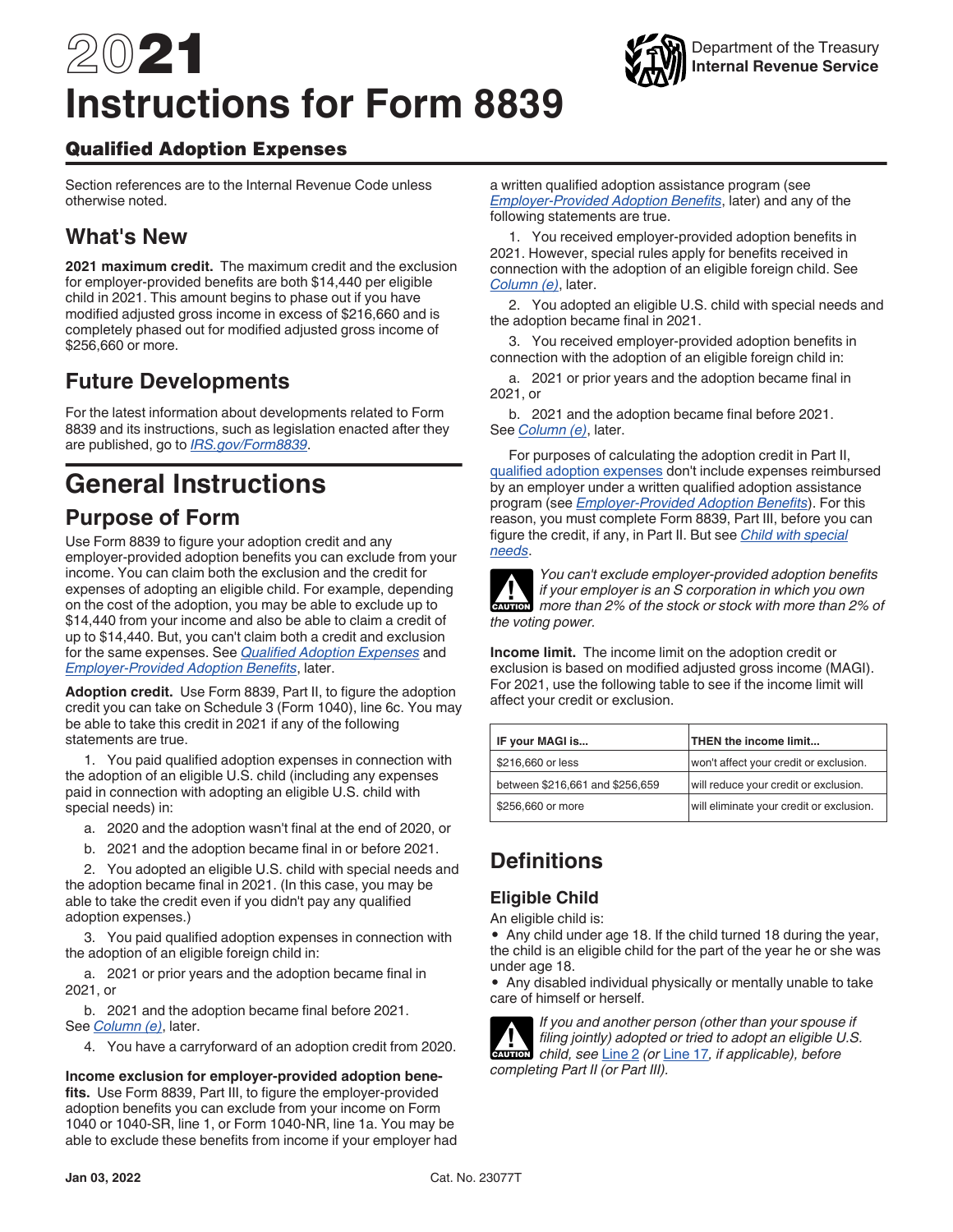# 2021 Instructions for Form 8839

## Qualified Adoption Expenses

Department of the Treasury
Internal Revenue Service

Section references are to the Internal Revenue Code unless otherwise noted.

## What's New

**2021 maximum credit.** The maximum credit and the exclusion for employer-provided benefits are both $14,440 per eligible child in 2021. This amount begins to phase out if you have modified adjusted gross income in excess of $216,660 and is completely phased out for modified adjusted gross income of $256,660 or more.

## Future Developments

For the latest information about developments related to Form 8839 and its instructions, such as legislation enacted after they are published, go to *IRS.gov/Form8839*.

# General Instructions

## Purpose of Form

Use Form 8839 to figure your adoption credit and any employer-provided adoption benefits you can exclude from your income. You can claim both the exclusion and the credit for expenses of adopting an eligible child. For example, depending on the cost of the adoption, you may be able to exclude up to $14,440 from your income and also be able to claim a credit of up to $14,440. But, you can't claim both a credit and exclusion for the same expenses. See *Qualified Adoption Expenses* and *Employer-Provided Adoption Benefits*, later.

**Adoption credit.** Use Form 8839, Part II, to figure the adoption credit you can take on Schedule 3 (Form 1040), line 6c. You may be able to take this credit in 2021 if any of the following statements are true.

1. You paid qualified adoption expenses in connection with the adoption of an eligible U.S. child (including any expenses paid in connection with adopting an eligible U.S. child with special needs) in:

   a. 2020 and the adoption wasn't final at the end of 2020, or

   b. 2021 and the adoption became final in or before 2021.

2. You adopted an eligible U.S. child with special needs and the adoption became final in 2021. (In this case, you may be able to take the credit even if you didn't pay any qualified adoption expenses.)

3. You paid qualified adoption expenses in connection with the adoption of an eligible foreign child in:

   a. 2021 or prior years and the adoption became final in 2021, or

   b. 2021 and the adoption became final before 2021.

   See *Column (e)*, later.

4. You have a carryforward of an adoption credit from 2020.

**Income exclusion for employer-provided adoption benefits.** Use Form 8839, Part III, to figure the employer-provided adoption benefits you can exclude from your income on Form 1040 or 1040-SR, line 1, or Form 1040-NR, line 1a. You may be able to exclude these benefits from income if your employer had a written qualified adoption assistance program (see *Employer-Provided Adoption Benefits*, later) and any of the following statements are true.

1. You received employer-provided adoption benefits in 2021. However, special rules apply for benefits received in connection with the adoption of an eligible foreign child. See *Column (e)*, later.

2. You adopted an eligible U.S. child with special needs and the adoption became final in 2021.

3. You received employer-provided adoption benefits in connection with the adoption of an eligible foreign child in:

   a. 2021 or prior years and the adoption became final in 2021, or

   b. 2021 and the adoption became final before 2021.

   See *Column (e)*, later.

For purposes of calculating the adoption credit in Part II, qualified adoption expenses don't include expenses reimbursed by an employer under a written qualified adoption assistance program (see *Employer-Provided Adoption Benefits*). For this reason, you must complete Form 8839, Part III, before you can figure the credit, if any, in Part II. But see *Child with special needs*.

**CAUTION:** *You can't exclude employer-provided adoption benefits if your employer is an S corporation in which you own more than 2% of the stock or stock with more than 2% of the voting power.*

**Income limit.** The income limit on the adoption credit or exclusion is based on modified adjusted gross income (MAGI). For 2021, use the following table to see if the income limit will affect your credit or exclusion.

| IF your MAGI is... | THEN the income limit... |
|---|---|
| $216,660 or less | won't affect your credit or exclusion. |
| between $216,661 and $256,659 | will reduce your credit or exclusion. |
| $256,660 or more | will eliminate your credit or exclusion. |

## Definitions

### Eligible Child

An eligible child is:

- Any child under age 18. If the child turned 18 during the year, the child is an eligible child for the part of the year he or she was under age 18.
- Any disabled individual physically or mentally unable to take care of himself or herself.

**CAUTION:** *If you and another person (other than your spouse if filing jointly) adopted or tried to adopt an eligible U.S. child, see Line 2 (or Line 17, if applicable), before completing Part II (or Part III).*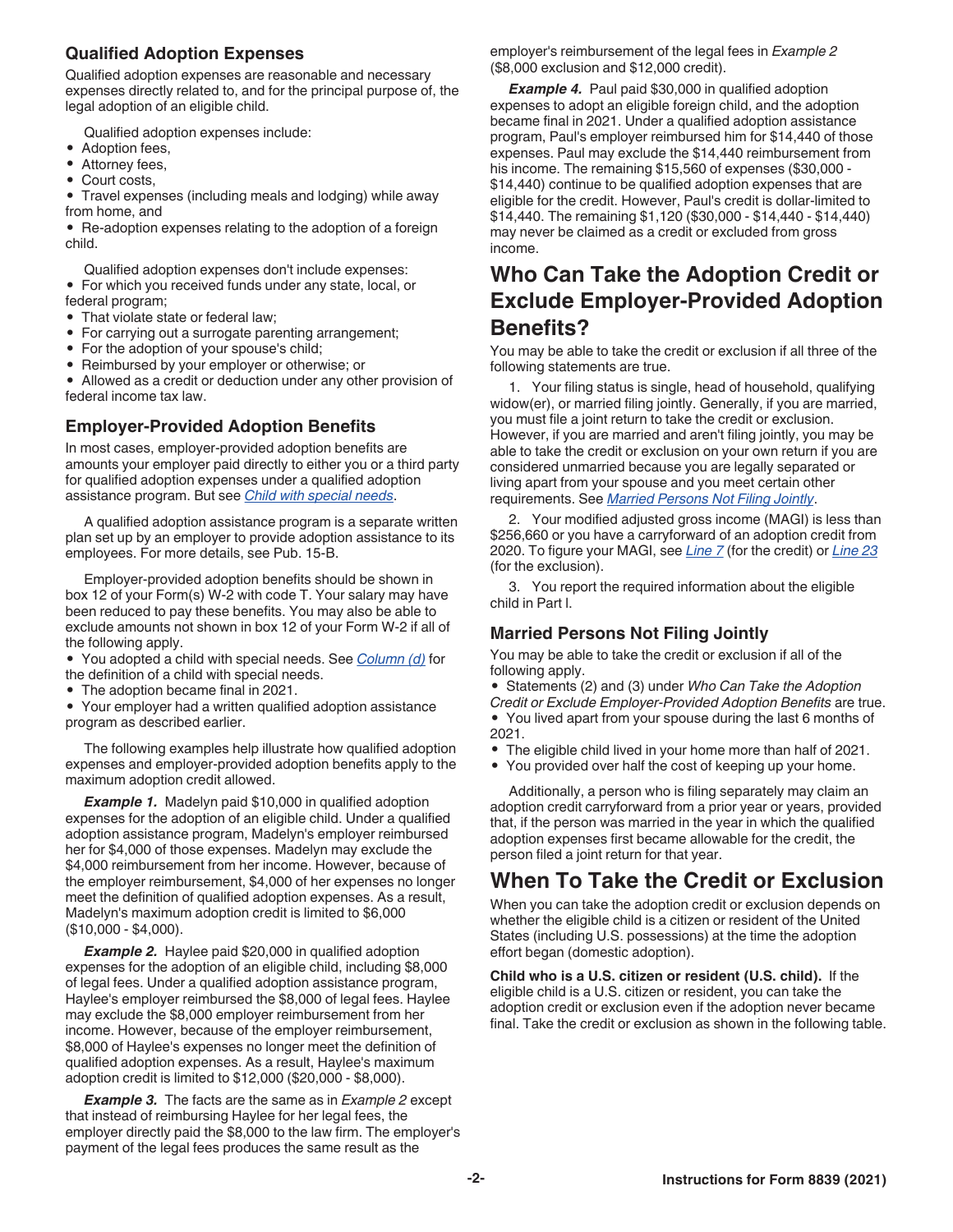### Qualified Adoption Expenses

Qualified adoption expenses are reasonable and necessary expenses directly related to, and for the principal purpose of, the legal adoption of an eligible child.

Qualified adoption expenses include:

- Adoption fees,
- Attorney fees,
- Court costs,
- Travel expenses (including meals and lodging) while away from home, and
- Re-adoption expenses relating to the adoption of a foreign child.

Qualified adoption expenses don't include expenses:

- For which you received funds under any state, local, or federal program;
- That violate state or federal law;
- For carrying out a surrogate parenting arrangement;
- For the adoption of your spouse's child;
- Reimbursed by your employer or otherwise; or
- Allowed as a credit or deduction under any other provision of federal income tax law.

### Employer-Provided Adoption Benefits

In most cases, employer-provided adoption benefits are amounts your employer paid directly to either you or a third party for qualified adoption expenses under a qualified adoption assistance program. But see *Child with special needs*.

A qualified adoption assistance program is a separate written plan set up by an employer to provide adoption assistance to its employees. For more details, see Pub. 15-B.

Employer-provided adoption benefits should be shown in box 12 of your Form(s) W-2 with code T. Your salary may have been reduced to pay these benefits. You may also be able to exclude amounts not shown in box 12 of your Form W-2 if all of the following apply.

- You adopted a child with special needs. See *Column (d)* for the definition of a child with special needs.
- The adoption became final in 2021.
- Your employer had a written qualified adoption assistance program as described earlier.

The following examples help illustrate how qualified adoption expenses and employer-provided adoption benefits apply to the maximum adoption credit allowed.

***Example 1.*** Madelyn paid $10,000 in qualified adoption expenses for the adoption of an eligible child. Under a qualified adoption assistance program, Madelyn's employer reimbursed her for $4,000 of those expenses. Madelyn may exclude the $4,000 reimbursement from her income. However, because of the employer reimbursement, $4,000 of her expenses no longer meet the definition of qualified adoption expenses. As a result, Madelyn's maximum adoption credit is limited to $6,000 ($10,000 - $4,000).

***Example 2.*** Haylee paid $20,000 in qualified adoption expenses for the adoption of an eligible child, including $8,000 of legal fees. Under a qualified adoption assistance program, Haylee's employer reimbursed the $8,000 of legal fees. Haylee may exclude the $8,000 employer reimbursement from her income. However, because of the employer reimbursement, $8,000 of Haylee's expenses no longer meet the definition of qualified adoption expenses. As a result, Haylee's maximum adoption credit is limited to $12,000 ($20,000 - $8,000).

***Example 3.*** The facts are the same as in *Example 2* except that instead of reimbursing Haylee for her legal fees, the employer directly paid the $8,000 to the law firm. The employer's payment of the legal fees produces the same result as the employer's reimbursement of the legal fees in *Example 2* ($8,000 exclusion and $12,000 credit).

***Example 4.*** Paul paid $30,000 in qualified adoption expenses to adopt an eligible foreign child, and the adoption became final in 2021. Under a qualified adoption assistance program, Paul's employer reimbursed him for $14,440 of those expenses. Paul may exclude the $14,440 reimbursement from his income. The remaining $15,560 of expenses ($30,000 - $14,440) continue to be qualified adoption expenses that are eligible for the credit. However, Paul's credit is dollar-limited to $14,440. The remaining $1,120 ($30,000 - $14,440 - $14,440) may never be claimed as a credit or excluded from gross income.

## Who Can Take the Adoption Credit or Exclude Employer-Provided Adoption Benefits?

You may be able to take the credit or exclusion if all three of the following statements are true.

1. Your filing status is single, head of household, qualifying widow(er), or married filing jointly. Generally, if you are married, you must file a joint return to take the credit or exclusion. However, if you are married and aren't filing jointly, you may be able to take the credit or exclusion on your own return if you are considered unmarried because you are legally separated or living apart from your spouse and you meet certain other requirements. See *Married Persons Not Filing Jointly*.
2. Your modified adjusted gross income (MAGI) is less than $256,660 or you have a carryforward of an adoption credit from 2020. To figure your MAGI, see *Line 7* (for the credit) or *Line 23* (for the exclusion).
3. You report the required information about the eligible child in Part I.

### Married Persons Not Filing Jointly

You may be able to take the credit or exclusion if all of the following apply.

- Statements (2) and (3) under *Who Can Take the Adoption Credit or Exclude Employer-Provided Adoption Benefits* are true.
- You lived apart from your spouse during the last 6 months of 2021.
- The eligible child lived in your home more than half of 2021.
- You provided over half the cost of keeping up your home.

Additionally, a person who is filing separately may claim an adoption credit carryforward from a prior year or years, provided that, if the person was married in the year in which the qualified adoption expenses first became allowable for the credit, the person filed a joint return for that year.

## When To Take the Credit or Exclusion

When you can take the adoption credit or exclusion depends on whether the eligible child is a citizen or resident of the United States (including U.S. possessions) at the time the adoption effort began (domestic adoption).

**Child who is a U.S. citizen or resident (U.S. child).** If the eligible child is a U.S. citizen or resident, you can take the adoption credit or exclusion even if the adoption never became final. Take the credit or exclusion as shown in the following table.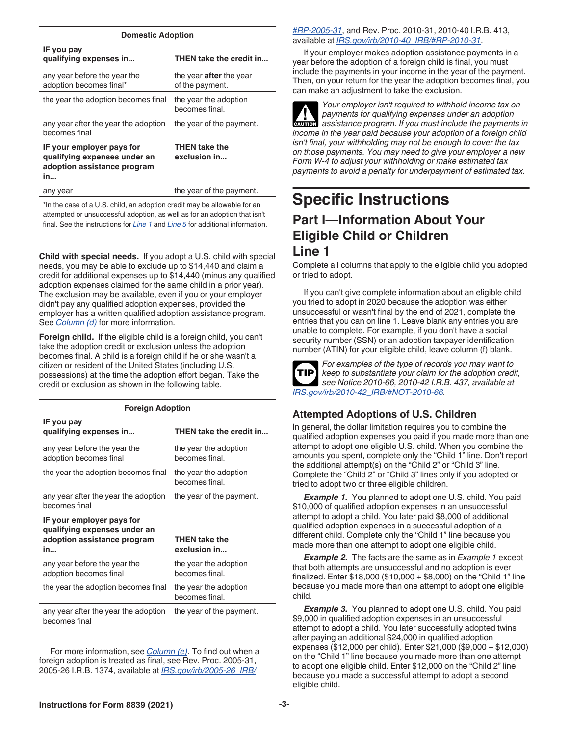| Domestic Adoption | |
|---|---|
| **IF you pay qualifying expenses in...** | **THEN take the credit in...** |
| any year before the year the adoption becomes final* | the year **after** the year of the payment. |
| the year the adoption becomes final | the year the adoption becomes final. |
| any year after the year the adoption becomes final | the year of the payment. |
| **IF your employer pays for qualifying expenses under an adoption assistance program in...** | **THEN take the exclusion in...** |
| any year | the year of the payment. |
| *In the case of a U.S. child, an adoption credit may be allowable for an attempted or unsuccessful adoption, as well as for an adoption that isn't final. See the instructions for Line 1 and Line 5 for additional information. | |

**Child with special needs.** If you adopt a U.S. child with special needs, you may be able to exclude up to $14,440 and claim a credit for additional expenses up to $14,440 (minus any qualified adoption expenses claimed for the same child in a prior year). The exclusion may be available, even if you or your employer didn't pay any qualified adoption expenses, provided the employer has a written qualified adoption assistance program. See Column (d) for more information.

**Foreign child.** If the eligible child is a foreign child, you can't take the adoption credit or exclusion unless the adoption becomes final. A child is a foreign child if he or she wasn't a citizen or resident of the United States (including U.S. possessions) at the time the adoption effort began. Take the credit or exclusion as shown in the following table.

| Foreign Adoption | |
|---|---|
| **IF you pay qualifying expenses in...** | **THEN take the credit in...** |
| any year before the year the adoption becomes final | the year the adoption becomes final. |
| the year the adoption becomes final | the year the adoption becomes final. |
| any year after the year the adoption becomes final | the year of the payment. |
| **IF your employer pays for qualifying expenses under an adoption assistance program in...** | **THEN take the exclusion in...** |
| any year before the year the adoption becomes final | the year the adoption becomes final. |
| the year the adoption becomes final | the year the adoption becomes final. |
| any year after the year the adoption becomes final | the year of the payment. |

For more information, see Column (e). To find out when a foreign adoption is treated as final, see Rev. Proc. 2005-31, 2005-26 I.R.B. 1374, available at IRS.gov/irb/2005-26_IRB/#RP-2005-31, and Rev. Proc. 2010-31, 2010-40 I.R.B. 413, available at IRS.gov/irb/2010-40_IRB/#RP-2010-31.

If your employer makes adoption assistance payments in a year before the adoption of a foreign child is final, you must include the payments in your income in the year of the payment. Then, on your return for the year the adoption becomes final, you can make an adjustment to take the exclusion.

**CAUTION** *Your employer isn't required to withhold income tax on payments for qualifying expenses under an adoption assistance program. If you must include the payments in income in the year paid because your adoption of a foreign child isn't final, your withholding may not be enough to cover the tax on those payments. You may need to give your employer a new Form W-4 to adjust your withholding or make estimated tax payments to avoid a penalty for underpayment of estimated tax.*

# Specific Instructions

## Part I—Information About Your Eligible Child or Children

## Line 1

Complete all columns that apply to the eligible child you adopted or tried to adopt.

If you can't give complete information about an eligible child you tried to adopt in 2020 because the adoption was either unsuccessful or wasn't final by the end of 2021, complete the entries that you can on line 1. Leave blank any entries you are unable to complete. For example, if you don't have a social security number (SSN) or an adoption taxpayer identification number (ATIN) for your eligible child, leave column (f) blank.

**TIP** *For examples of the type of records you may want to keep to substantiate your claim for the adoption credit, see Notice 2010-66, 2010-42 I.R.B. 437, available at IRS.gov/irb/2010-42_IRB/#NOT-2010-66.*

### Attempted Adoptions of U.S. Children

In general, the dollar limitation requires you to combine the qualified adoption expenses you paid if you made more than one attempt to adopt one eligible U.S. child. When you combine the amounts you spent, complete only the "Child 1" line. Don't report the additional attempt(s) on the "Child 2" or "Child 3" line. Complete the "Child 2" or "Child 3" lines only if you adopted or tried to adopt two or three eligible children.

***Example 1.*** You planned to adopt one U.S. child. You paid $10,000 of qualified adoption expenses in an unsuccessful attempt to adopt a child. You later paid $8,000 of additional qualified adoption expenses in a successful adoption of a different child. Complete only the "Child 1" line because you made more than one attempt to adopt one eligible child.

***Example 2.*** The facts are the same as in *Example 1* except that both attempts are unsuccessful and no adoption is ever finalized. Enter $18,000 ($10,000 + $8,000) on the "Child 1" line because you made more than one attempt to adopt one eligible child.

***Example 3.*** You planned to adopt one U.S. child. You paid $9,000 in qualified adoption expenses in an unsuccessful attempt to adopt a child. You later successfully adopted twins after paying an additional $24,000 in qualified adoption expenses ($12,000 per child). Enter $21,000 ($9,000 + $12,000) on the "Child 1" line because you made more than one attempt to adopt one eligible child. Enter $12,000 on the "Child 2" line because you made a successful attempt to adopt a second eligible child.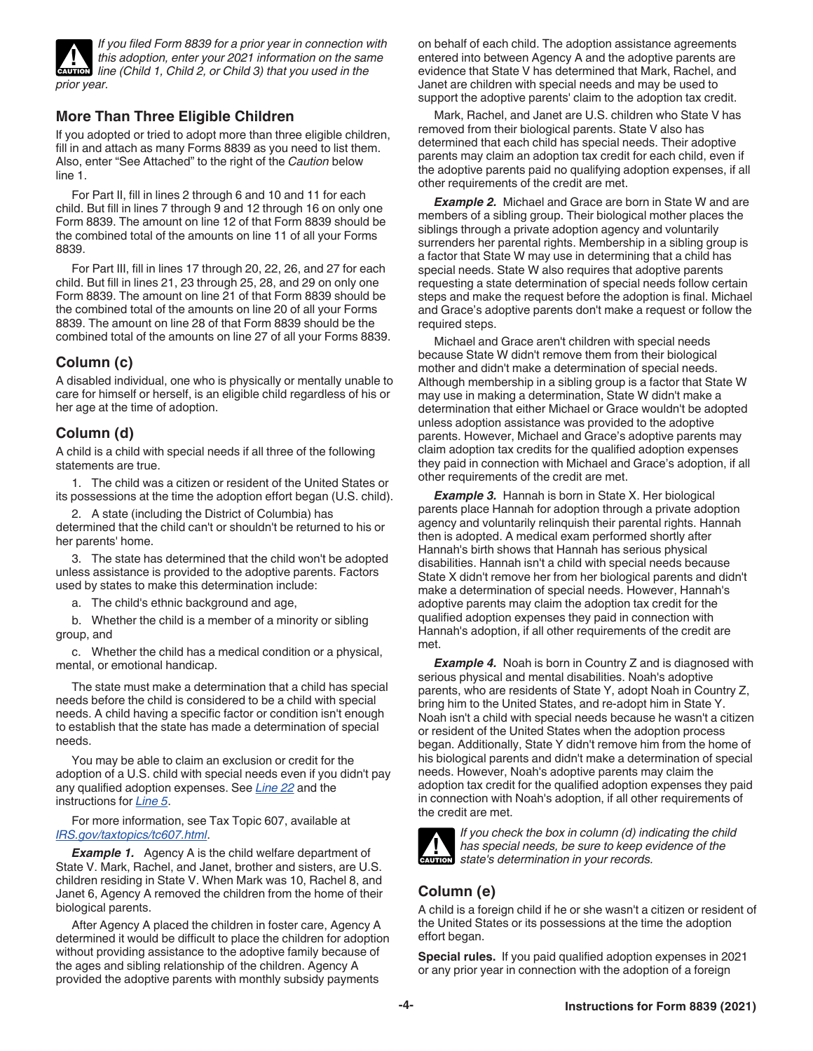**CAUTION** *If you filed Form 8839 for a prior year in connection with this adoption, enter your 2021 information on the same line (Child 1, Child 2, or Child 3) that you used in the prior year.*

## More Than Three Eligible Children

If you adopted or tried to adopt more than three eligible children, fill in and attach as many Forms 8839 as you need to list them. Also, enter "See Attached" to the right of the *Caution* below line 1.

For Part II, fill in lines 2 through 6 and 10 and 11 for each child. But fill in lines 7 through 9 and 12 through 16 on only one Form 8839. The amount on line 12 of that Form 8839 should be the combined total of the amounts on line 11 of all your Forms 8839.

For Part III, fill in lines 17 through 20, 22, 26, and 27 for each child. But fill in lines 21, 23 through 25, 28, and 29 on only one Form 8839. The amount on line 21 of that Form 8839 should be the combined total of the amounts on line 20 of all your Forms 8839. The amount on line 28 of that Form 8839 should be the combined total of the amounts on line 27 of all your Forms 8839.

## Column (c)

A disabled individual, one who is physically or mentally unable to care for himself or herself, is an eligible child regardless of his or her age at the time of adoption.

## Column (d)

A child is a child with special needs if all three of the following statements are true.

1. The child was a citizen or resident of the United States or its possessions at the time the adoption effort began (U.S. child).
2. A state (including the District of Columbia) has determined that the child can't or shouldn't be returned to his or her parents' home.
3. The state has determined that the child won't be adopted unless assistance is provided to the adoptive parents. Factors used by states to make this determination include:
   a. The child's ethnic background and age,
   b. Whether the child is a member of a minority or sibling group, and
   c. Whether the child has a medical condition or a physical, mental, or emotional handicap.

The state must make a determination that a child has special needs before the child is considered to be a child with special needs. A child having a specific factor or condition isn't enough to establish that the state has made a determination of special needs.

You may be able to claim an exclusion or credit for the adoption of a U.S. child with special needs even if you didn't pay any qualified adoption expenses. See *Line 22* and the instructions for *Line 5*.

For more information, see Tax Topic 607, available at *IRS.gov/taxtopics/tc607.html*.

***Example 1.*** Agency A is the child welfare department of State V. Mark, Rachel, and Janet, brother and sisters, are U.S. children residing in State V. When Mark was 10, Rachel 8, and Janet 6, Agency A removed the children from the home of their biological parents.

After Agency A placed the children in foster care, Agency A determined it would be difficult to place the children for adoption without providing assistance to the adoptive family because of the ages and sibling relationship of the children. Agency A provided the adoptive parents with monthly subsidy payments on behalf of each child. The adoption assistance agreements entered into between Agency A and the adoptive parents are evidence that State V has determined that Mark, Rachel, and Janet are children with special needs and may be used to support the adoptive parents' claim to the adoption tax credit.

Mark, Rachel, and Janet are U.S. children who State V has removed from their biological parents. State V also has determined that each child has special needs. Their adoptive parents may claim an adoption tax credit for each child, even if the adoptive parents paid no qualifying adoption expenses, if all other requirements of the credit are met.

***Example 2.*** Michael and Grace are born in State W and are members of a sibling group. Their biological mother places the siblings through a private adoption agency and voluntarily surrenders her parental rights. Membership in a sibling group is a factor that State W may use in determining that a child has special needs. State W also requires that adoptive parents requesting a state determination of special needs follow certain steps and make the request before the adoption is final. Michael and Grace's adoptive parents don't make a request or follow the required steps.

Michael and Grace aren't children with special needs because State W didn't remove them from their biological mother and didn't make a determination of special needs. Although membership in a sibling group is a factor that State W may use in making a determination, State W didn't make a determination that either Michael or Grace wouldn't be adopted unless adoption assistance was provided to the adoptive parents. However, Michael and Grace's adoptive parents may claim adoption tax credits for the qualified adoption expenses they paid in connection with Michael and Grace's adoption, if all other requirements of the credit are met.

***Example 3.*** Hannah is born in State X. Her biological parents place Hannah for adoption through a private adoption agency and voluntarily relinquish their parental rights. Hannah then is adopted. A medical exam performed shortly after Hannah's birth shows that Hannah has serious physical disabilities. Hannah isn't a child with special needs because State X didn't remove her from her biological parents and didn't make a determination of special needs. However, Hannah's adoptive parents may claim the adoption tax credit for the qualified adoption expenses they paid in connection with Hannah's adoption, if all other requirements of the credit are met.

***Example 4.*** Noah is born in Country Z and is diagnosed with serious physical and mental disabilities. Noah's adoptive parents, who are residents of State Y, adopt Noah in Country Z, bring him to the United States, and re-adopt him in State Y. Noah isn't a child with special needs because he wasn't a citizen or resident of the United States when the adoption process began. Additionally, State Y didn't remove him from the home of his biological parents and didn't make a determination of special needs. However, Noah's adoptive parents may claim the adoption tax credit for the qualified adoption expenses they paid in connection with Noah's adoption, if all other requirements of the credit are met.

**CAUTION** *If you check the box in column (d) indicating the child has special needs, be sure to keep evidence of the state's determination in your records.*

## Column (e)

A child is a foreign child if he or she wasn't a citizen or resident of the United States or its possessions at the time the adoption effort began.

**Special rules.** If you paid qualified adoption expenses in 2021 or any prior year in connection with the adoption of a foreign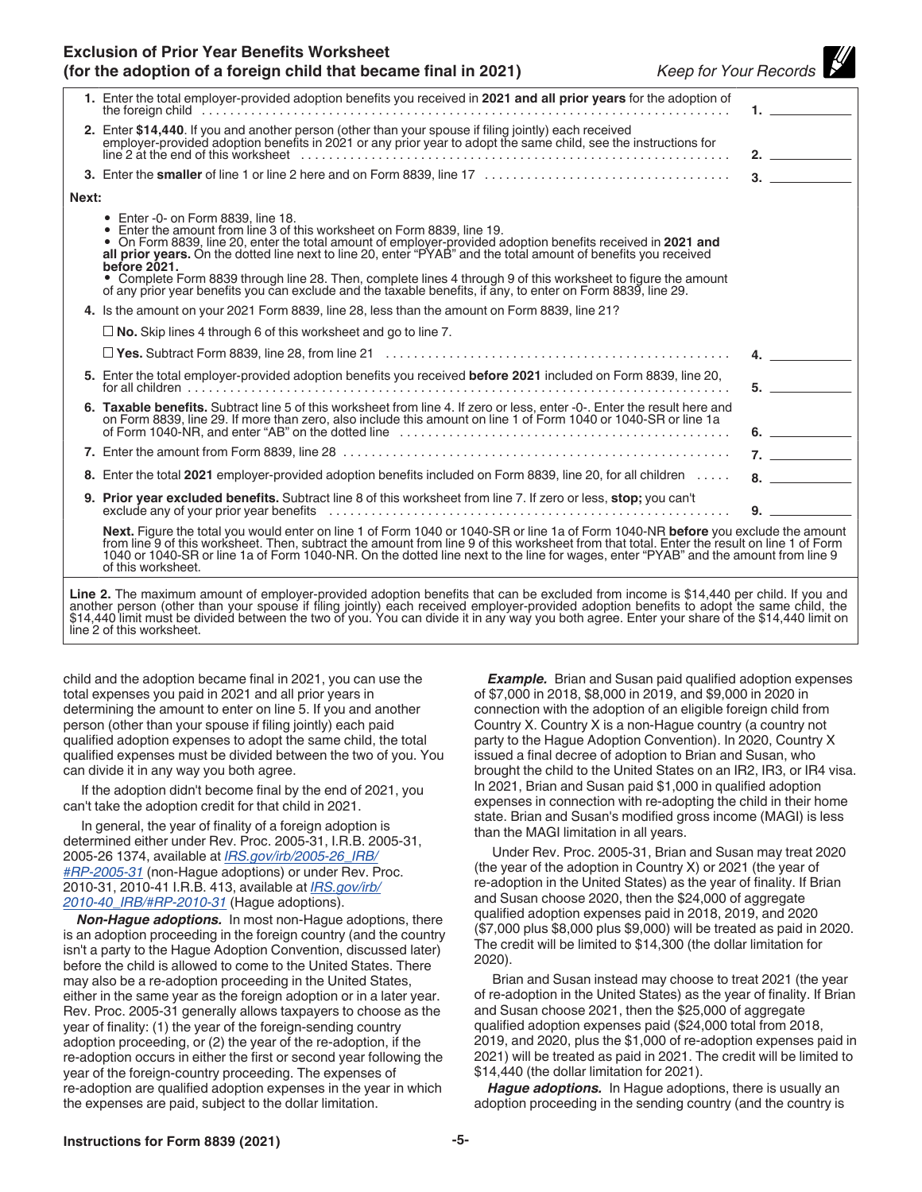## Exclusion of Prior Year Benefits Worksheet (for the adoption of a foreign child that became final in 2021)

*Keep for Your Records*

**1.** Enter the total employer-provided adoption benefits you received in **2021 and all prior years** for the adoption of the foreign child . . . . . **1.** ______

**2.** Enter **$14,440**. If you and another person (other than your spouse if filing jointly) each received employer-provided adoption benefits in 2021 or any prior year to adopt the same child, see the instructions for line 2 at the end of this worksheet . . . . . **2.** ______

**3.** Enter the **smaller** of line 1 or line 2 here and on Form 8839, line 17 . . . . . **3.** ______

**Next:**

- Enter -0- on Form 8839, line 18.
- Enter the amount from line 3 of this worksheet on Form 8839, line 19.
- On Form 8839, line 20, enter the total amount of employer-provided adoption benefits received in **2021 and all prior years.** On the dotted line next to line 20, enter "PYAB" and the total amount of benefits you received **before 2021.**
- Complete Form 8839 through line 28. Then, complete lines 4 through 9 of this worksheet to figure the amount of any prior year benefits you can exclude and the taxable benefits, if any, to enter on Form 8839, line 29.

**4.** Is the amount on your 2021 Form 8839, line 28, less than the amount on Form 8839, line 21?

☐ **No.** Skip lines 4 through 6 of this worksheet and go to line 7.

☐ **Yes.** Subtract Form 8839, line 28, from line 21 . . . . . **4.** ______

**5.** Enter the total employer-provided adoption benefits you received **before 2021** included on Form 8839, line 20, for all children . . . . . **5.** ______

**6. Taxable benefits.** Subtract line 5 of this worksheet from line 4. If zero or less, enter -0-. Enter the result here and on Form 8839, line 29. If more than zero, also include this amount on line 1 of Form 1040 or 1040-SR or line 1a of Form 1040-NR, and enter "AB" on the dotted line . . . . . **6.** ______

**7.** Enter the amount from Form 8839, line 28 . . . . . **7.** ______

**8.** Enter the total **2021** employer-provided adoption benefits included on Form 8839, line 20, for all children . . . . . **8.** ______

**9. Prior year excluded benefits.** Subtract line 8 of this worksheet from line 7. If zero or less, **stop;** you can't exclude any of your prior year benefits . . . . . **9.** ______

**Next.** Figure the total you would enter on line 1 of Form 1040 or 1040-SR or line 1a of Form 1040-NR **before** you exclude the amount from line 9 of this worksheet. Then, subtract the amount from line 9 of this worksheet from that total. Enter the result on line 1 of Form 1040 or 1040-SR or line 1a of Form 1040-NR. On the dotted line next to the line for wages, enter "PYAB" and the amount from line 9 of this worksheet.

**Line 2.** The maximum amount of employer-provided adoption benefits that can be excluded from income is $14,440 per child. If you and another person (other than your spouse if filing jointly) each received employer-provided adoption benefits to adopt the same child, the $14,440 limit must be divided between the two of you. You can divide it in any way you both agree. Enter your share of the $14,440 limit on line 2 of this worksheet.

child and the adoption became final in 2021, you can use the total expenses you paid in 2021 and all prior years in determining the amount to enter on line 5. If you and another person (other than your spouse if filing jointly) each paid qualified adoption expenses to adopt the same child, the total qualified expenses must be divided between the two of you. You can divide it in any way you both agree.

If the adoption didn't become final by the end of 2021, you can't take the adoption credit for that child in 2021.

In general, the year of finality of a foreign adoption is determined either under Rev. Proc. 2005-31, I.R.B. 2005-31, 2005-26 1374, available at *IRS.gov/irb/2005-26_IRB/#RP-2005-31* (non-Hague adoptions) or under Rev. Proc. 2010-31, 2010-41 I.R.B. 413, available at *IRS.gov/irb/2010-40_IRB/#RP-2010-31* (Hague adoptions).

***Non-Hague adoptions.*** In most non-Hague adoptions, there is an adoption proceeding in the foreign country (and the country isn't a party to the Hague Adoption Convention, discussed later) before the child is allowed to come to the United States. There may also be a re-adoption proceeding in the United States, either in the same year as the foreign adoption or in a later year. Rev. Proc. 2005-31 generally allows taxpayers to choose as the year of finality: (1) the year of the foreign-sending country adoption proceeding, or (2) the year of the re-adoption, if the re-adoption occurs in either the first or second year following the year of the foreign-country proceeding. The expenses of re-adoption are qualified adoption expenses in the year in which the expenses are paid, subject to the dollar limitation.

***Example.*** Brian and Susan paid qualified adoption expenses of $7,000 in 2018, $8,000 in 2019, and $9,000 in 2020 in connection with the adoption of an eligible foreign child from Country X. Country X is a non-Hague country (a country not party to the Hague Adoption Convention). In 2020, Country X issued a final decree of adoption to Brian and Susan, who brought the child to the United States on an IR2, IR3, or IR4 visa. In 2021, Brian and Susan paid $1,000 in qualified adoption expenses in connection with re-adopting the child in their home state. Brian and Susan's modified gross income (MAGI) is less than the MAGI limitation in all years.

Under Rev. Proc. 2005-31, Brian and Susan may treat 2020 (the year of the adoption in Country X) or 2021 (the year of re-adoption in the United States) as the year of finality. If Brian and Susan choose 2020, then the $24,000 of aggregate qualified adoption expenses paid in 2018, 2019, and 2020 ($7,000 plus $8,000 plus $9,000) will be treated as paid in 2020. The credit will be limited to $14,300 (the dollar limitation for 2020).

Brian and Susan instead may choose to treat 2021 (the year of re-adoption in the United States) as the year of finality. If Brian and Susan choose 2021, then the $25,000 of aggregate qualified adoption expenses paid ($24,000 total from 2018, 2019, and 2020, plus the $1,000 of re-adoption expenses paid in 2021) will be treated as paid in 2021. The credit will be limited to $14,440 (the dollar limitation for 2021).

***Hague adoptions.*** In Hague adoptions, there is usually an adoption proceeding in the sending country (and the country is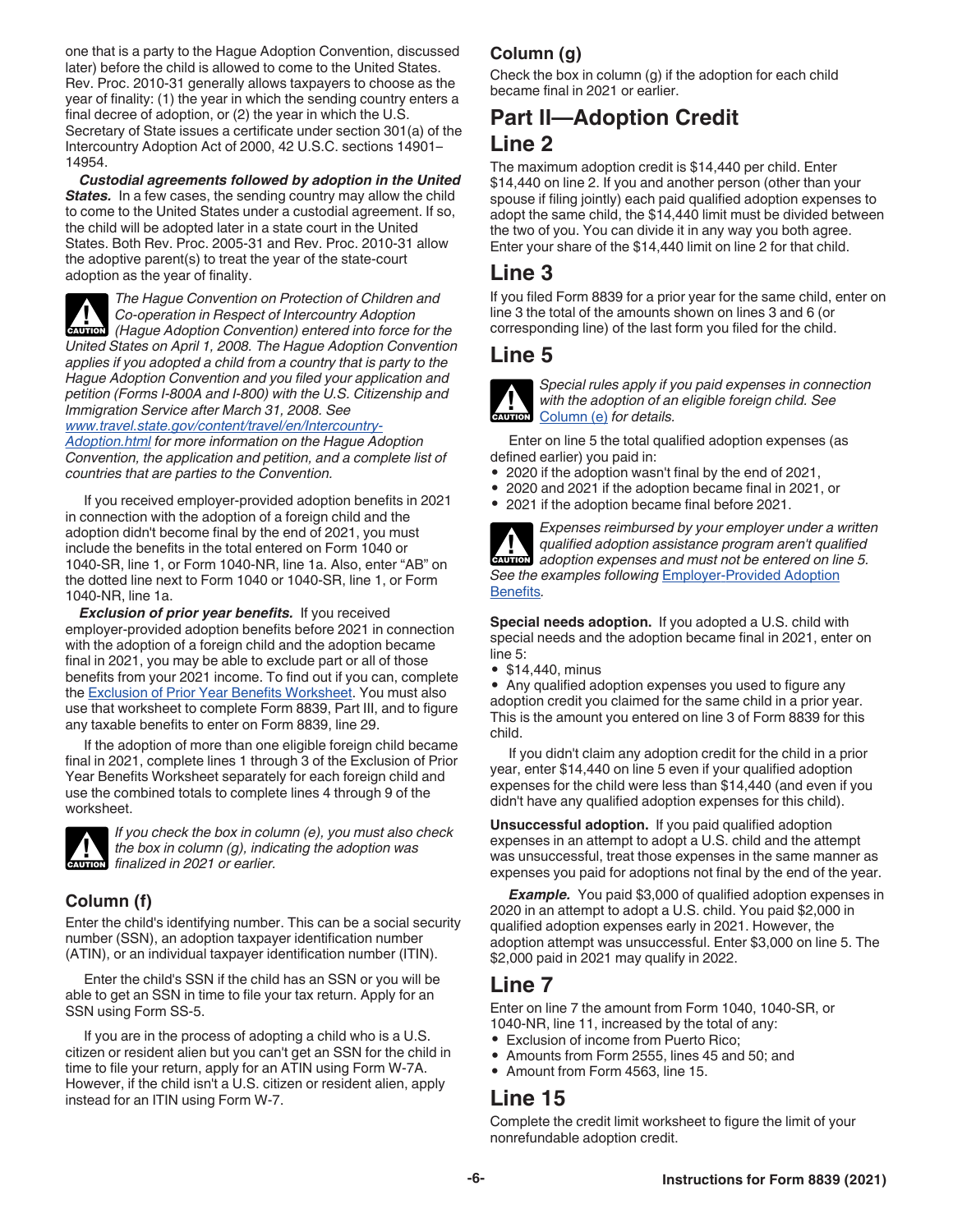one that is a party to the Hague Adoption Convention, discussed later) before the child is allowed to come to the United States. Rev. Proc. 2010-31 generally allows taxpayers to choose as the year of finality: (1) the year in which the sending country enters a final decree of adoption, or (2) the year in which the U.S. Secretary of State issues a certificate under section 301(a) of the Intercountry Adoption Act of 2000, 42 U.S.C. sections 14901–14954.

***Custodial agreements followed by adoption in the United States.*** In a few cases, the sending country may allow the child to come to the United States under a custodial agreement. If so, the child will be adopted later in a state court in the United States. Both Rev. Proc. 2005-31 and Rev. Proc. 2010-31 allow the adoptive parent(s) to treat the year of the state-court adoption as the year of finality.

**CAUTION** *The Hague Convention on Protection of Children and Co-operation in Respect of Intercountry Adoption (Hague Adoption Convention) entered into force for the United States on April 1, 2008. The Hague Adoption Convention applies if you adopted a child from a country that is party to the Hague Adoption Convention and you filed your application and petition (Forms I-800A and I-800) with the U.S. Citizenship and Immigration Service after March 31, 2008. See www.travel.state.gov/content/travel/en/Intercountry-Adoption.html for more information on the Hague Adoption Convention, the application and petition, and a complete list of countries that are parties to the Convention.*

If you received employer-provided adoption benefits in 2021 in connection with the adoption of a foreign child and the adoption didn't become final by the end of 2021, you must include the benefits in the total entered on Form 1040 or 1040-SR, line 1, or Form 1040-NR, line 1a. Also, enter "AB" on the dotted line next to Form 1040 or 1040-SR, line 1, or Form 1040-NR, line 1a.

***Exclusion of prior year benefits.*** If you received employer-provided adoption benefits before 2021 in connection with the adoption of a foreign child and the adoption became final in 2021, you may be able to exclude part or all of those benefits from your 2021 income. To find out if you can, complete the Exclusion of Prior Year Benefits Worksheet. You must also use that worksheet to complete Form 8839, Part III, and to figure any taxable benefits to enter on Form 8839, line 29.

If the adoption of more than one eligible foreign child became final in 2021, complete lines 1 through 3 of the Exclusion of Prior Year Benefits Worksheet separately for each foreign child and use the combined totals to complete lines 4 through 9 of the worksheet.

**CAUTION** *If you check the box in column (e), you must also check the box in column (g), indicating the adoption was finalized in 2021 or earlier.*

### Column (f)

Enter the child's identifying number. This can be a social security number (SSN), an adoption taxpayer identification number (ATIN), or an individual taxpayer identification number (ITIN).

Enter the child's SSN if the child has an SSN or you will be able to get an SSN in time to file your tax return. Apply for an SSN using Form SS-5.

If you are in the process of adopting a child who is a U.S. citizen or resident alien but you can't get an SSN for the child in time to file your return, apply for an ATIN using Form W-7A. However, if the child isn't a U.S. citizen or resident alien, apply instead for an ITIN using Form W-7.

### Column (g)

Check the box in column (g) if the adoption for each child became final in 2021 or earlier.

## Part II—Adoption Credit

## Line 2

The maximum adoption credit is $14,440 per child. Enter $14,440 on line 2. If you and another person (other than your spouse if filing jointly) each paid qualified adoption expenses to adopt the same child, the $14,440 limit must be divided between the two of you. You can divide it in any way you both agree. Enter your share of the $14,440 limit on line 2 for that child.

## Line 3

If you filed Form 8839 for a prior year for the same child, enter on line 3 the total of the amounts shown on lines 3 and 6 (or corresponding line) of the last form you filed for the child.

## Line 5

**CAUTION** *Special rules apply if you paid expenses in connection with the adoption of an eligible foreign child. See Column (e) for details.*

Enter on line 5 the total qualified adoption expenses (as defined earlier) you paid in:

- 2020 if the adoption wasn't final by the end of 2021,
- 2020 and 2021 if the adoption became final in 2021, or
- 2021 if the adoption became final before 2021.

**CAUTION** *Expenses reimbursed by your employer under a written qualified adoption assistance program aren't qualified adoption expenses and must not be entered on line 5. See the examples following Employer-Provided Adoption Benefits.*

**Special needs adoption.** If you adopted a U.S. child with special needs and the adoption became final in 2021, enter on line 5:

- $14,440, minus
- Any qualified adoption expenses you used to figure any adoption credit you claimed for the same child in a prior year. This is the amount you entered on line 3 of Form 8839 for this child.

If you didn't claim any adoption credit for the child in a prior year, enter $14,440 on line 5 even if your qualified adoption expenses for the child were less than $14,440 (and even if you didn't have any qualified adoption expenses for this child).

**Unsuccessful adoption.** If you paid qualified adoption expenses in an attempt to adopt a U.S. child and the attempt was unsuccessful, treat those expenses in the same manner as expenses you paid for adoptions not final by the end of the year.

***Example.*** You paid $3,000 of qualified adoption expenses in 2020 in an attempt to adopt a U.S. child. You paid $2,000 in qualified adoption expenses early in 2021. However, the adoption attempt was unsuccessful. Enter $3,000 on line 5. The $2,000 paid in 2021 may qualify in 2022.

## Line 7

Enter on line 7 the amount from Form 1040, 1040-SR, or 1040-NR, line 11, increased by the total of any:

- Exclusion of income from Puerto Rico;
- Amounts from Form 2555, lines 45 and 50; and
- Amount from Form 4563, line 15.

## Line 15

Complete the credit limit worksheet to figure the limit of your nonrefundable adoption credit.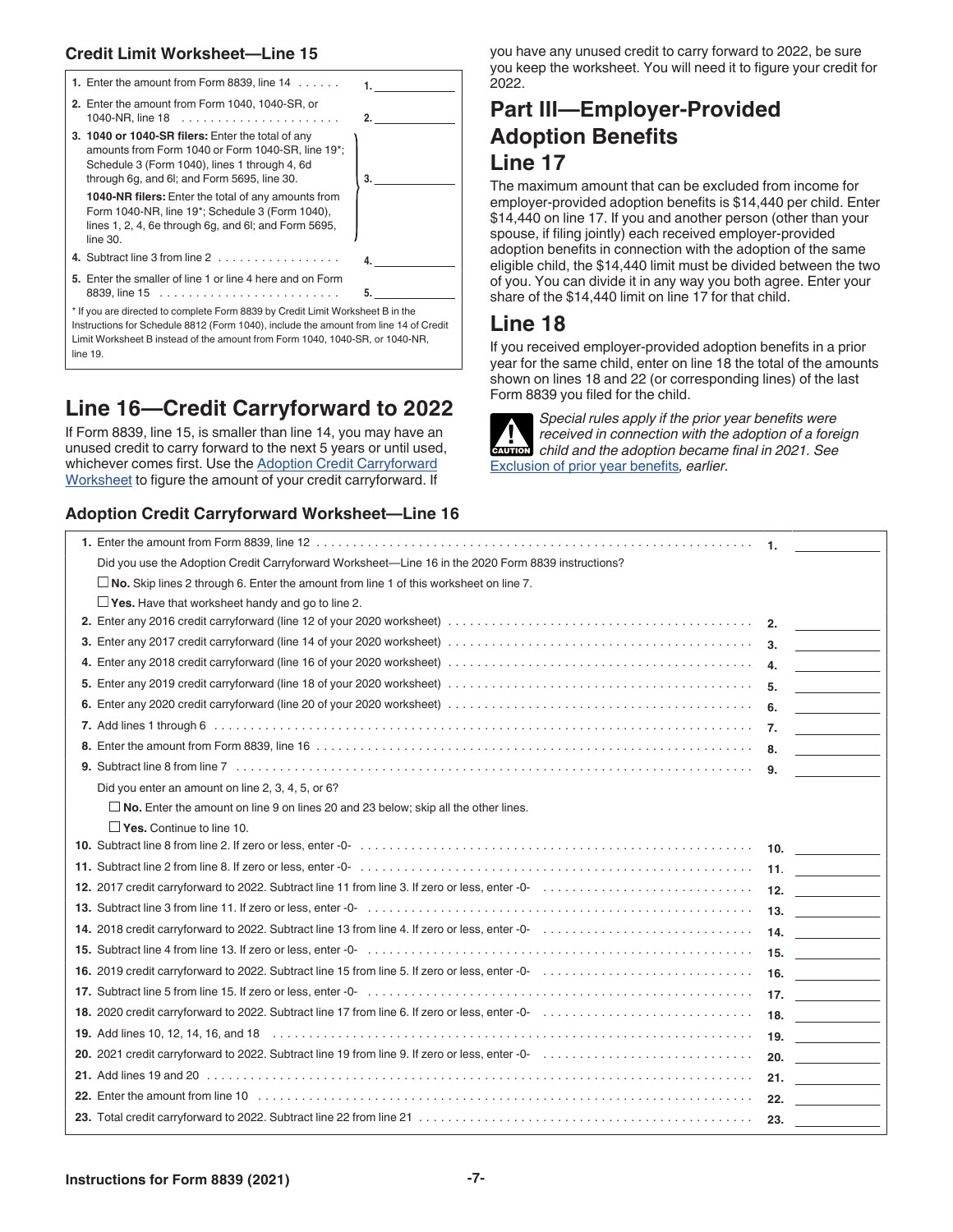### Credit Limit Worksheet—Line 15

| | | |
|---|---|---|
| **1.** Enter the amount from Form 8839, line 14 . . . . . . | **1.** | |
| **2.** Enter the amount from Form 1040, 1040-SR, or 1040-NR, line 18 . . . . . . . . . . . . . . . . . . . . . . | **2.** | |
| **3. 1040 or 1040-SR filers:** Enter the total of any amounts from Form 1040 or Form 1040-SR, line 19*; Schedule 3 (Form 1040), lines 1 through 4, 6d through 6g, and 6l; and Form 5695, line 30. **1040-NR filers:** Enter the total of any amounts from Form 1040-NR, line 19*; Schedule 3 (Form 1040), lines 1, 2, 4, 6e through 6g, and 6l; and Form 5695, line 30. | **3.** | |
| **4.** Subtract line 3 from line 2 . . . . . . . . . . . . . . . . . | **4.** | |
| **5.** Enter the smaller of line 1 or line 4 here and on Form 8839, line 15 . . . . . . . . . . . . . . . . . . . . . . . . . | **5.** | |

\* If you are directed to complete Form 8839 by Credit Limit Worksheet B in the Instructions for Schedule 8812 (Form 1040), include the amount from line 14 of Credit Limit Worksheet B instead of the amount from Form 1040, 1040-SR, or 1040-NR, line 19.

## Line 16—Credit Carryforward to 2022

If Form 8839, line 15, is smaller than line 14, you may have an unused credit to carry forward to the next 5 years or until used, whichever comes first. Use the Adoption Credit Carryforward Worksheet to figure the amount of your credit carryforward. If you have any unused credit to carry forward to 2022, be sure you keep the worksheet. You will need it to figure your credit for 2022.

## Part III—Employer-Provided Adoption Benefits

## Line 17

The maximum amount that can be excluded from income for employer-provided adoption benefits is $14,440 per child. Enter $14,440 on line 17. If you and another person (other than your spouse, if filing jointly) each received employer-provided adoption benefits in connection with the adoption of the same eligible child, the $14,440 limit must be divided between the two of you. You can divide it in any way you both agree. Enter your share of the $14,440 limit on line 17 for that child.

## Line 18

If you received employer-provided adoption benefits in a prior year for the same child, enter on line 18 the total of the amounts shown on lines 18 and 22 (or corresponding lines) of the last Form 8839 you filed for the child.

**CAUTION** *Special rules apply if the prior year benefits were received in connection with the adoption of a foreign child and the adoption became final in 2021. See Exclusion of prior year benefits, earlier.*

### Adoption Credit Carryforward Worksheet—Line 16

| | | |
|---|---|---|
| **1.** Enter the amount from Form 8839, line 12 . . . . . . . . . . . . . . . . . . . . . . . . . . . . . . . . . . . . . . . . . . . . . . . . . . . . . . . . . . . . | **1.** | |
| Did you use the Adoption Credit Carryforward Worksheet—Line 16 in the 2020 Form 8839 instructions? | | |
| ☐ **No.** Skip lines 2 through 6. Enter the amount from line 1 of this worksheet on line 7. | | |
| ☐ **Yes.** Have that worksheet handy and go to line 2. | | |
| **2.** Enter any 2016 credit carryforward (line 12 of your 2020 worksheet) . . . . . . . . . . . . . . . . . . . . . . . . . . . . . . . . . . . . . . . . | **2.** | |
| **3.** Enter any 2017 credit carryforward (line 14 of your 2020 worksheet) . . . . . . . . . . . . . . . . . . . . . . . . . . . . . . . . . . . . . . . . | **3.** | |
| **4.** Enter any 2018 credit carryforward (line 16 of your 2020 worksheet) . . . . . . . . . . . . . . . . . . . . . . . . . . . . . . . . . . . . . . . . | **4.** | |
| **5.** Enter any 2019 credit carryforward (line 18 of your 2020 worksheet) . . . . . . . . . . . . . . . . . . . . . . . . . . . . . . . . . . . . . . . . | **5.** | |
| **6.** Enter any 2020 credit carryforward (line 20 of your 2020 worksheet) . . . . . . . . . . . . . . . . . . . . . . . . . . . . . . . . . . . . . . . . | **6.** | |
| **7.** Add lines 1 through 6 . . . . . . . . . . . . . . . . . . . . . . . . . . . . . . . . . . . . . . . . . . . . . . . . . . . . . . . . . . . . . . . . . . . . . . . . | **7.** | |
| **8.** Enter the amount from Form 8839, line 16 . . . . . . . . . . . . . . . . . . . . . . . . . . . . . . . . . . . . . . . . . . . . . . . . . . . . . . . . . . . . | **8.** | |
| **9.** Subtract line 8 from line 7 . . . . . . . . . . . . . . . . . . . . . . . . . . . . . . . . . . . . . . . . . . . . . . . . . . . . . . . . . . . . . . . . . . . . . | **9.** | |
| Did you enter an amount on line 2, 3, 4, 5, or 6? | | |
| ☐ **No.** Enter the amount on line 9 on lines 20 and 23 below; skip all the other lines. | | |
| ☐ **Yes.** Continue to line 10. | | |
| **10.** Subtract line 8 from line 2. If zero or less, enter -0- . . . . . . . . . . . . . . . . . . . . . . . . . . . . . . . . . . . . . . . . . . . . . . . . . . . | **10.** | |
| **11.** Subtract line 2 from line 8. If zero or less, enter -0- . . . . . . . . . . . . . . . . . . . . . . . . . . . . . . . . . . . . . . . . . . . . . . . . . . . | **11.** | |
| **12.** 2017 credit carryforward to 2022. Subtract line 11 from line 3. If zero or less, enter -0- . . . . . . . . . . . . . . . . . . . . . . . . . . . . | **12.** | |
| **13.** Subtract line 3 from line 11. If zero or less, enter -0- . . . . . . . . . . . . . . . . . . . . . . . . . . . . . . . . . . . . . . . . . . . . . . . . . . | **13.** | |
| **14.** 2018 credit carryforward to 2022. Subtract line 13 from line 4. If zero or less, enter -0- . . . . . . . . . . . . . . . . . . . . . . . . . . . . | **14.** | |
| **15.** Subtract line 4 from line 13. If zero or less, enter -0- . . . . . . . . . . . . . . . . . . . . . . . . . . . . . . . . . . . . . . . . . . . . . . . . . . | **15.** | |
| **16.** 2019 credit carryforward to 2022. Subtract line 15 from line 5. If zero or less, enter -0- . . . . . . . . . . . . . . . . . . . . . . . . . . . . | **16.** | |
| **17.** Subtract line 5 from line 15. If zero or less, enter -0- . . . . . . . . . . . . . . . . . . . . . . . . . . . . . . . . . . . . . . . . . . . . . . . . . . | **17.** | |
| **18.** 2020 credit carryforward to 2022. Subtract line 17 from line 6. If zero or less, enter -0- . . . . . . . . . . . . . . . . . . . . . . . . . . . . | **18.** | |
| **19.** Add lines 10, 12, 14, 16, and 18 . . . . . . . . . . . . . . . . . . . . . . . . . . . . . . . . . . . . . . . . . . . . . . . . . . . . . . . . . . . . . . . . | **19.** | |
| **20.** 2021 credit carryforward to 2022. Subtract line 19 from line 9. If zero or less, enter -0- . . . . . . . . . . . . . . . . . . . . . . . . . . . . | **20.** | |
| **21.** Add lines 19 and 20 . . . . . . . . . . . . . . . . . . . . . . . . . . . . . . . . . . . . . . . . . . . . . . . . . . . . . . . . . . . . . . . . . . . . . . . . | **21.** | |
| **22.** Enter the amount from line 10 . . . . . . . . . . . . . . . . . . . . . . . . . . . . . . . . . . . . . . . . . . . . . . . . . . . . . . . . . . . . . . . . . . | **22.** | |
| **23.** Total credit carryforward to 2022. Subtract line 22 from line 21 . . . . . . . . . . . . . . . . . . . . . . . . . . . . . . . . . . . . . . . . . . . . . | **23.** | |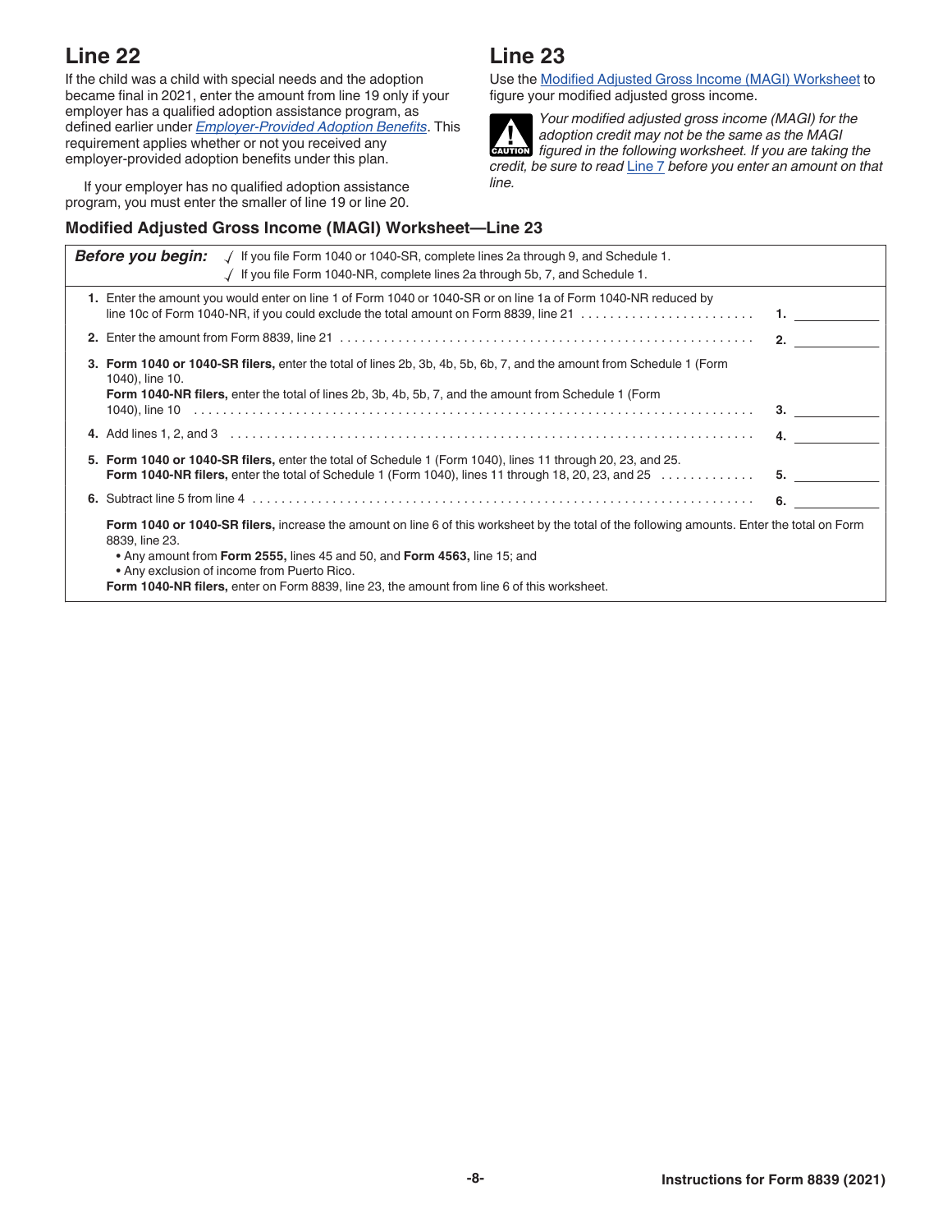## Line 22

If the child was a child with special needs and the adoption became final in 2021, enter the amount from line 19 only if your employer has a qualified adoption assistance program, as defined earlier under *Employer-Provided Adoption Benefits*. This requirement applies whether or not you received any employer-provided adoption benefits under this plan.

If your employer has no qualified adoption assistance program, you must enter the smaller of line 19 or line 20.

## Line 23

Use the Modified Adjusted Gross Income (MAGI) Worksheet to figure your modified adjusted gross income.

**CAUTION** *Your modified adjusted gross income (MAGI) for the adoption credit may not be the same as the MAGI figured in the following worksheet. If you are taking the credit, be sure to read* Line 7 *before you enter an amount on that line.*

### Modified Adjusted Gross Income (MAGI) Worksheet—Line 23

***Before you begin:***
- √ If you file Form 1040 or 1040-SR, complete lines 2a through 9, and Schedule 1.
- √ If you file Form 1040-NR, complete lines 2a through 5b, 7, and Schedule 1.

| | | |
|---|---|---|
| **1.** | Enter the amount you would enter on line 1 of Form 1040 or 1040-SR or on line 1a of Form 1040-NR reduced by line 10c of Form 1040-NR, if you could exclude the total amount on Form 8839, line 21 | **1.** ______ |
| **2.** | Enter the amount from Form 8839, line 21 | **2.** ______ |
| **3.** | **Form 1040 or 1040-SR filers,** enter the total of lines 2b, 3b, 4b, 5b, 6b, 7, and the amount from Schedule 1 (Form 1040), line 10. **Form 1040-NR filers,** enter the total of lines 2b, 3b, 4b, 5b, 7, and the amount from Schedule 1 (Form 1040), line 10 | **3.** ______ |
| **4.** | Add lines 1, 2, and 3 | **4.** ______ |
| **5.** | **Form 1040 or 1040-SR filers,** enter the total of Schedule 1 (Form 1040), lines 11 through 20, 23, and 25. **Form 1040-NR filers,** enter the total of Schedule 1 (Form 1040), lines 11 through 18, 20, 23, and 25 | **5.** ______ |
| **6.** | Subtract line 5 from line 4 | **6.** ______ |

**Form 1040 or 1040-SR filers,** increase the amount on line 6 of this worksheet by the total of the following amounts. Enter the total on Form 8839, line 23.
- Any amount from **Form 2555,** lines 45 and 50, and **Form 4563,** line 15; and
- Any exclusion of income from Puerto Rico.

**Form 1040-NR filers,** enter on Form 8839, line 23, the amount from line 6 of this worksheet.